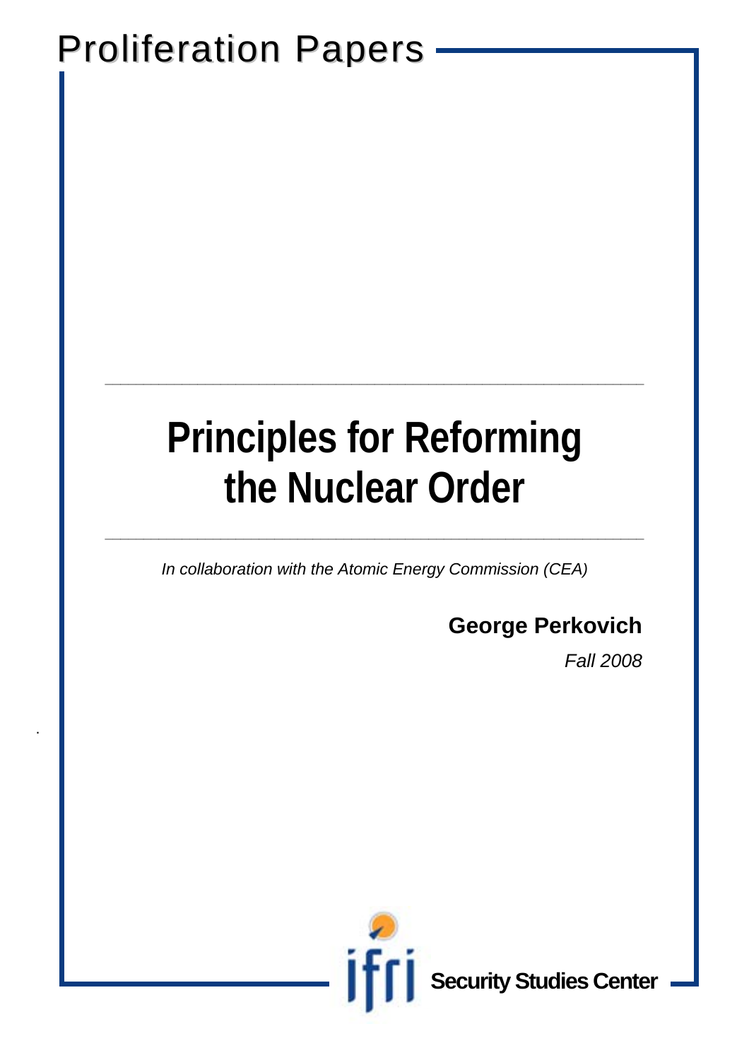Proliferation Papers

# Principles for Reforming the Nuclear Order

*In collaboration with the Atomic Energy Commission (CEA)*

**George Perkovich**

*Fall 2008*

ifri Security Studies Center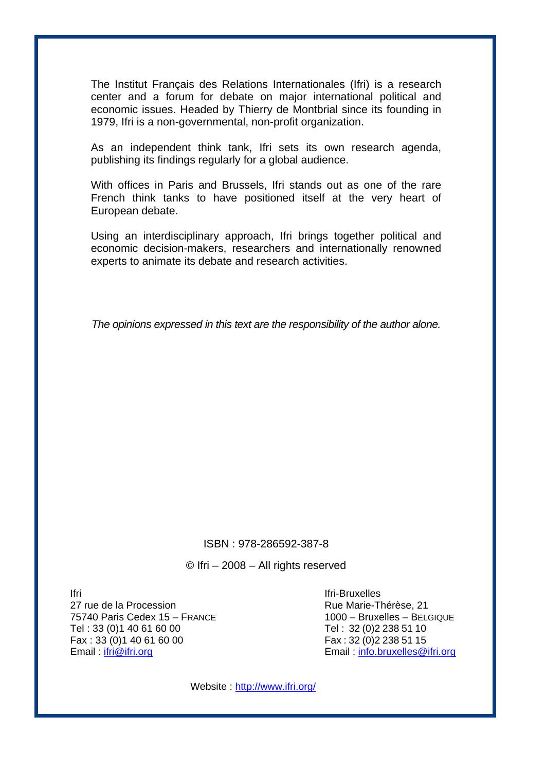The Institut Français des Relations Internationales (Ifri) is a research center and a forum for debate on major international political and economic issues. Headed by Thierry de Montbrial since its founding in 1979, Ifri is a non-governmental, non-profit organization.

As an independent think tank, Ifri sets its own research agenda, publishing its findings regularly for a global audience.

With offices in Paris and Brussels, Ifri stands out as one of the rare French think tanks to have positioned itself at the very heart of European debate.

Using an interdisciplinary approach, Ifri brings together political and economic decision-makers, researchers and internationally renowned experts to animate its debate and research activities.

*The opinions expressed in this text are the responsibility of the author alone.*

ISBN : 978-286592-387-8

© Ifri – 2008 – All rights reserved

Ifri
27 rue de la Procession
75740 Paris Cedex 15 – FRANCE
Tel : 33 (0)1 40 61 60 00
Fax : 33 (0)1 40 61 60 00
Email : ifri@ifri.org

Ifri-Bruxelles
Rue Marie-Thérèse, 21
1000 – Bruxelles – BELGIQUE
Tel : 32 (0)2 238 51 10
Fax : 32 (0)2 238 51 15
Email : info.bruxelles@ifri.org

Website : http://www.ifri.org/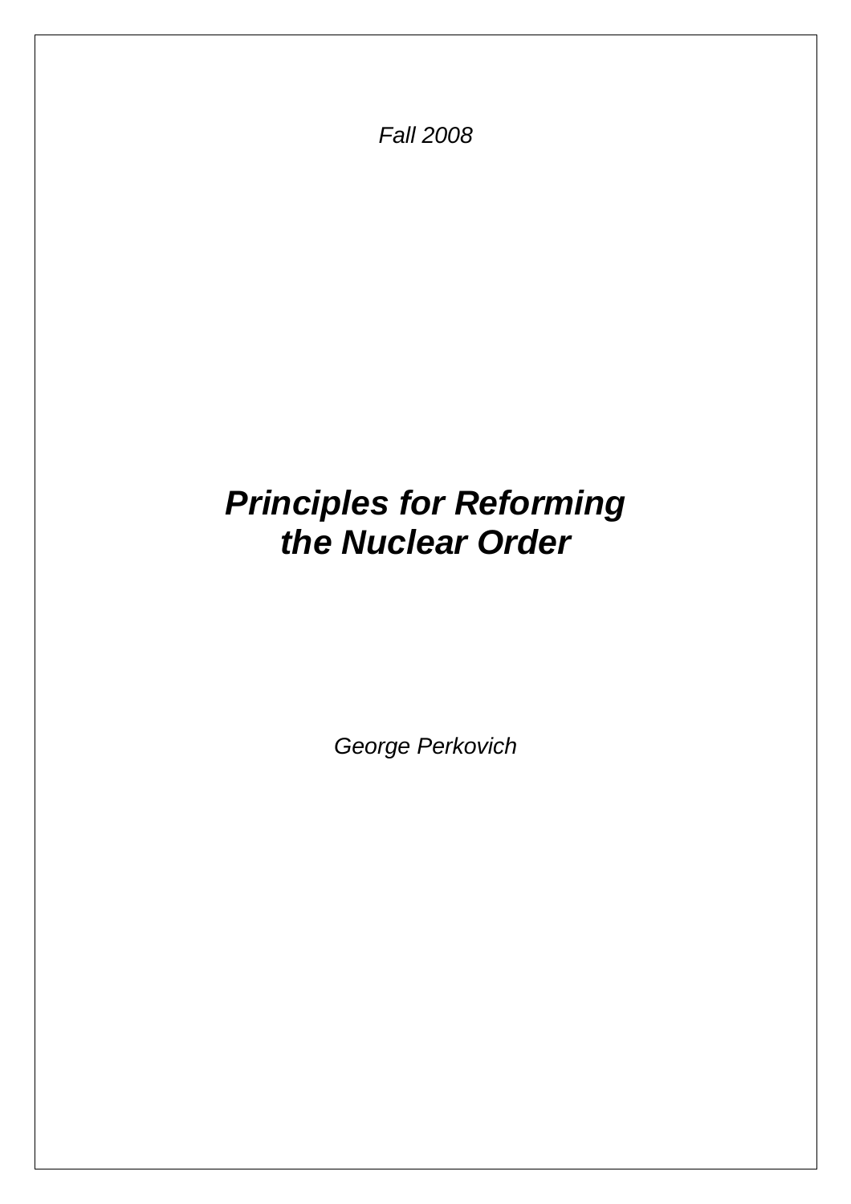*Fall 2008*

# ***Principles for Reforming the Nuclear Order***

*George Perkovich*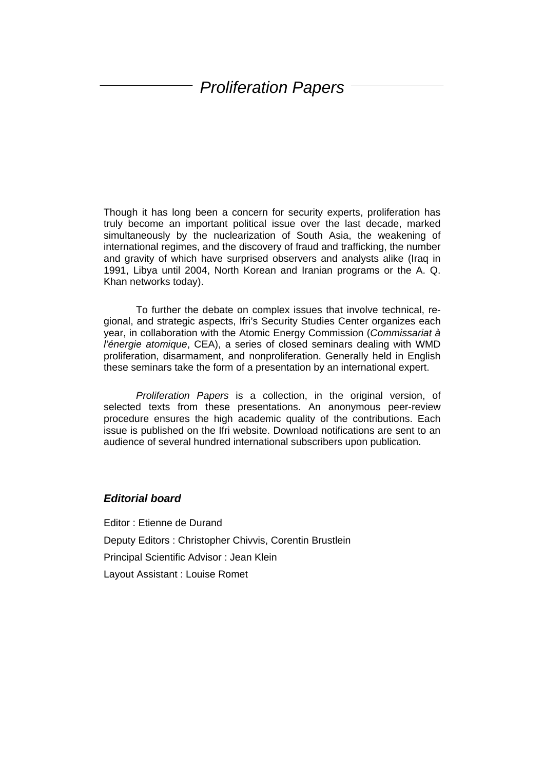# *Proliferation Papers*

Though it has long been a concern for security experts, proliferation has truly become an important political issue over the last decade, marked simultaneously by the nuclearization of South Asia, the weakening of international regimes, and the discovery of fraud and trafficking, the number and gravity of which have surprised observers and analysts alike (Iraq in 1991, Libya until 2004, North Korean and Iranian programs or the A. Q. Khan networks today).

To further the debate on complex issues that involve technical, regional, and strategic aspects, Ifri's Security Studies Center organizes each year, in collaboration with the Atomic Energy Commission (*Commissariat à l'énergie atomique*, CEA), a series of closed seminars dealing with WMD proliferation, disarmament, and nonproliferation. Generally held in English these seminars take the form of a presentation by an international expert.

*Proliferation Papers* is a collection, in the original version, of selected texts from these presentations. An anonymous peer-review procedure ensures the high academic quality of the contributions. Each issue is published on the Ifri website. Download notifications are sent to an audience of several hundred international subscribers upon publication.

### ***Editorial board***

Editor : Etienne de Durand

Deputy Editors : Christopher Chivvis, Corentin Brustlein

Principal Scientific Advisor : Jean Klein

Layout Assistant : Louise Romet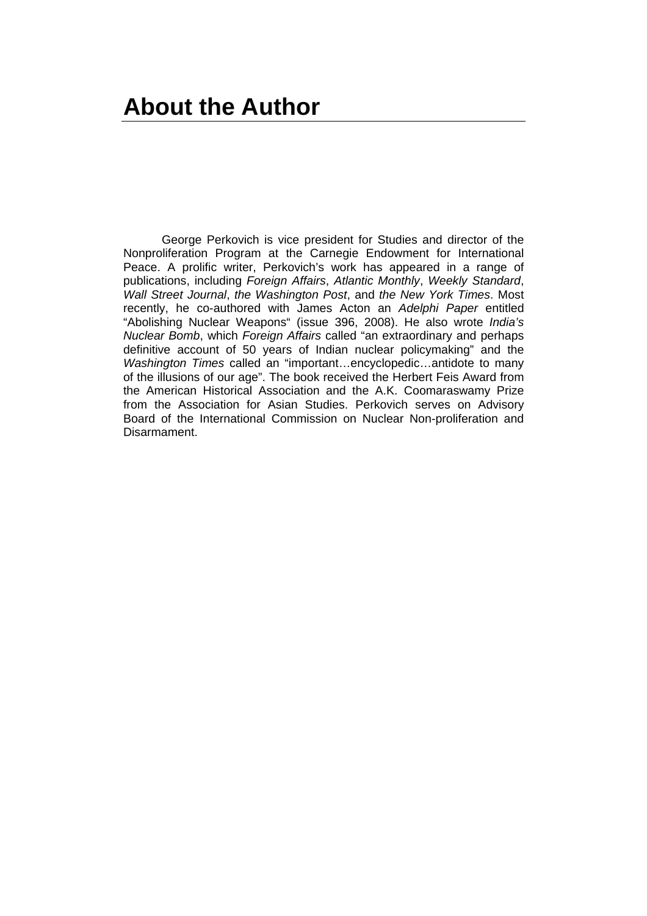# About the Author

George Perkovich is vice president for Studies and director of the Nonproliferation Program at the Carnegie Endowment for International Peace. A prolific writer, Perkovich's work has appeared in a range of publications, including *Foreign Affairs*, *Atlantic Monthly*, *Weekly Standard*, *Wall Street Journal*, *the Washington Post*, and *the New York Times*. Most recently, he co-authored with James Acton an *Adelphi Paper* entitled "Abolishing Nuclear Weapons" (issue 396, 2008). He also wrote *India's Nuclear Bomb*, which *Foreign Affairs* called "an extraordinary and perhaps definitive account of 50 years of Indian nuclear policymaking" and the *Washington Times* called an "important…encyclopedic…antidote to many of the illusions of our age". The book received the Herbert Feis Award from the American Historical Association and the A.K. Coomaraswamy Prize from the Association for Asian Studies. Perkovich serves on Advisory Board of the International Commission on Nuclear Non-proliferation and Disarmament.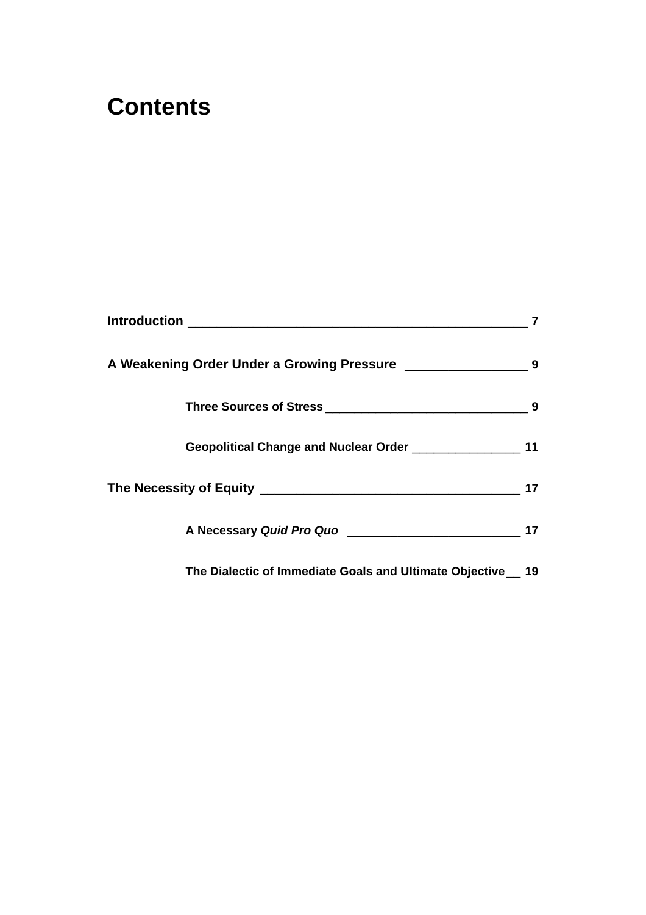# Contents

**Introduction** ________________________________________________ **7**

**A Weakening Order Under a Growing Pressure** _________________ **9**

- **Three Sources of Stress** ______________________________ **9**
- **Geopolitical Change and Nuclear Order** ________________ **11**

**The Necessity of Equity** ____________________________________ **17**

- **A Necessary *Quid Pro Quo*** __________________________ **17**
- **The Dialectic of Immediate Goals and Ultimate Objective** __ **19**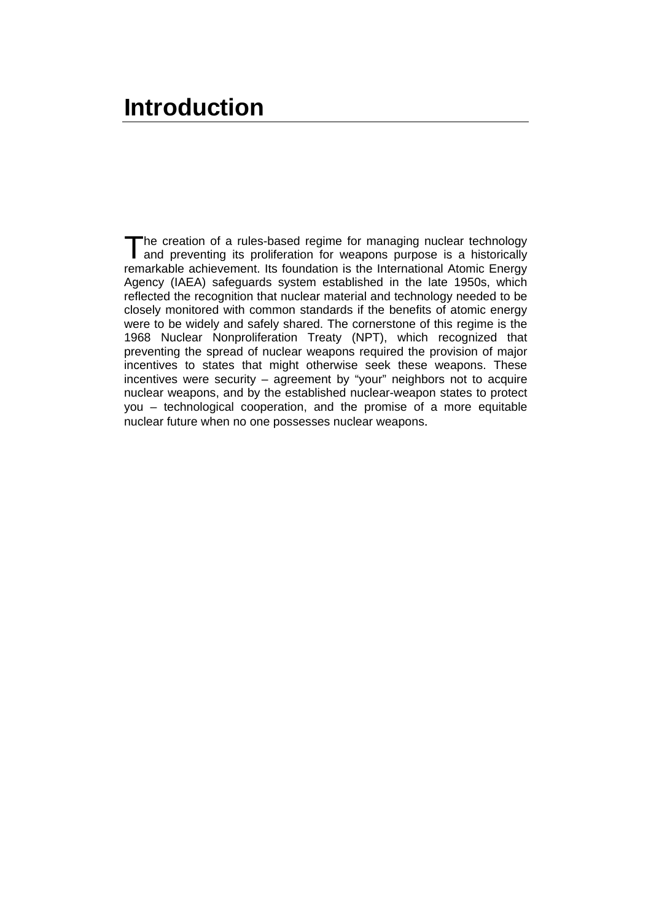# Introduction

The creation of a rules-based regime for managing nuclear technology and preventing its proliferation for weapons purpose is a historically remarkable achievement. Its foundation is the International Atomic Energy Agency (IAEA) safeguards system established in the late 1950s, which reflected the recognition that nuclear material and technology needed to be closely monitored with common standards if the benefits of atomic energy were to be widely and safely shared. The cornerstone of this regime is the 1968 Nuclear Nonproliferation Treaty (NPT), which recognized that preventing the spread of nuclear weapons required the provision of major incentives to states that might otherwise seek these weapons. These incentives were security – agreement by "your" neighbors not to acquire nuclear weapons, and by the established nuclear-weapon states to protect you – technological cooperation, and the promise of a more equitable nuclear future when no one possesses nuclear weapons.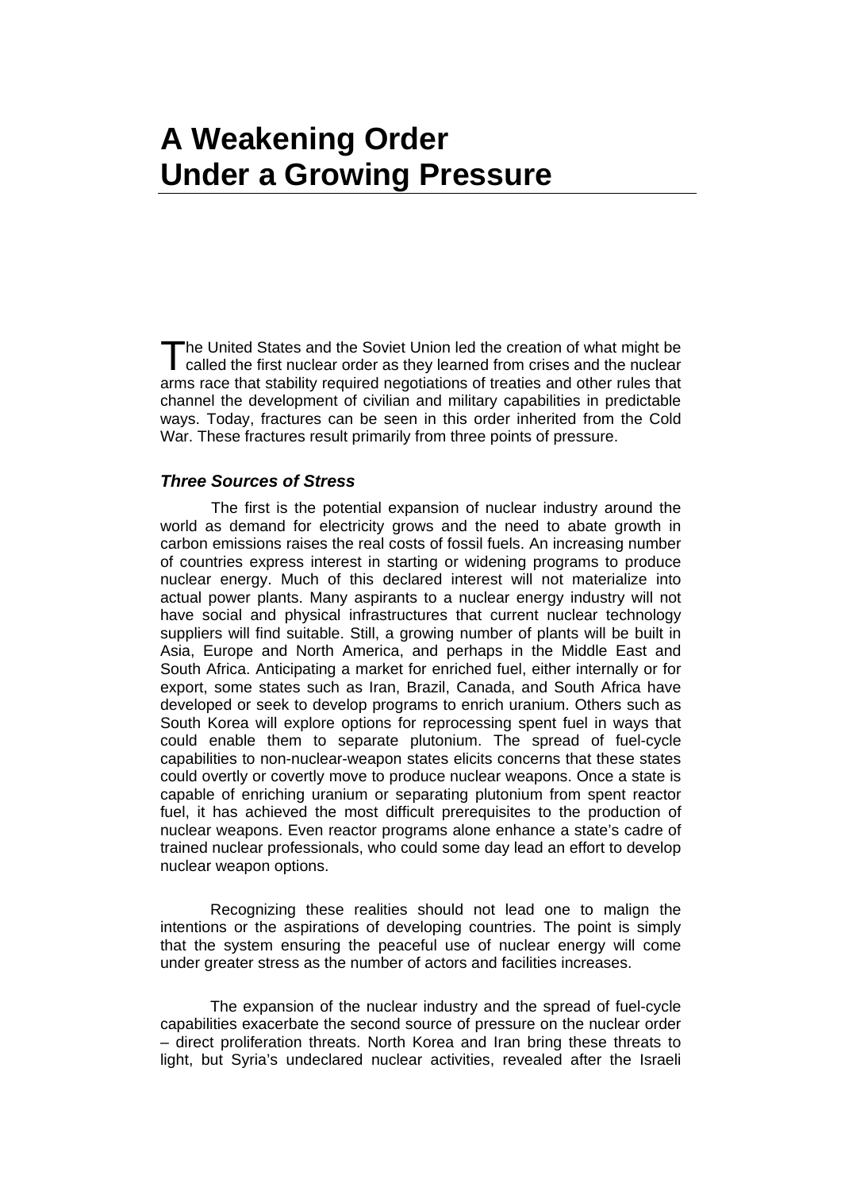# A Weakening Order Under a Growing Pressure

The United States and the Soviet Union led the creation of what might be called the first nuclear order as they learned from crises and the nuclear arms race that stability required negotiations of treaties and other rules that channel the development of civilian and military capabilities in predictable ways. Today, fractures can be seen in this order inherited from the Cold War. These fractures result primarily from three points of pressure.

### *Three Sources of Stress*

The first is the potential expansion of nuclear industry around the world as demand for electricity grows and the need to abate growth in carbon emissions raises the real costs of fossil fuels. An increasing number of countries express interest in starting or widening programs to produce nuclear energy. Much of this declared interest will not materialize into actual power plants. Many aspirants to a nuclear energy industry will not have social and physical infrastructures that current nuclear technology suppliers will find suitable. Still, a growing number of plants will be built in Asia, Europe and North America, and perhaps in the Middle East and South Africa. Anticipating a market for enriched fuel, either internally or for export, some states such as Iran, Brazil, Canada, and South Africa have developed or seek to develop programs to enrich uranium. Others such as South Korea will explore options for reprocessing spent fuel in ways that could enable them to separate plutonium. The spread of fuel-cycle capabilities to non-nuclear-weapon states elicits concerns that these states could overtly or covertly move to produce nuclear weapons. Once a state is capable of enriching uranium or separating plutonium from spent reactor fuel, it has achieved the most difficult prerequisites to the production of nuclear weapons. Even reactor programs alone enhance a state's cadre of trained nuclear professionals, who could some day lead an effort to develop nuclear weapon options.

Recognizing these realities should not lead one to malign the intentions or the aspirations of developing countries. The point is simply that the system ensuring the peaceful use of nuclear energy will come under greater stress as the number of actors and facilities increases.

The expansion of the nuclear industry and the spread of fuel-cycle capabilities exacerbate the second source of pressure on the nuclear order – direct proliferation threats. North Korea and Iran bring these threats to light, but Syria's undeclared nuclear activities, revealed after the Israeli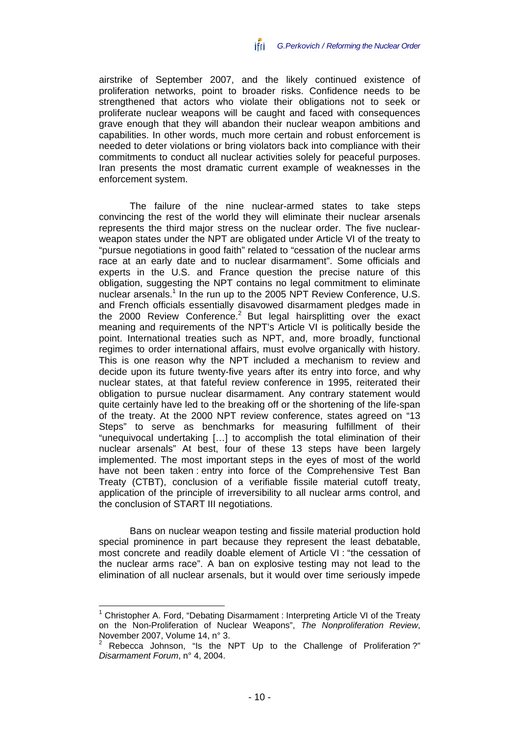airstrike of September 2007, and the likely continued existence of proliferation networks, point to broader risks. Confidence needs to be strengthened that actors who violate their obligations not to seek or proliferate nuclear weapons will be caught and faced with consequences grave enough that they will abandon their nuclear weapon ambitions and capabilities. In other words, much more certain and robust enforcement is needed to deter violations or bring violators back into compliance with their commitments to conduct all nuclear activities solely for peaceful purposes. Iran presents the most dramatic current example of weaknesses in the enforcement system.

The failure of the nine nuclear-armed states to take steps convincing the rest of the world they will eliminate their nuclear arsenals represents the third major stress on the nuclear order. The five nuclear-weapon states under the NPT are obligated under Article VI of the treaty to "pursue negotiations in good faith" related to "cessation of the nuclear arms race at an early date and to nuclear disarmament". Some officials and experts in the U.S. and France question the precise nature of this obligation, suggesting the NPT contains no legal commitment to eliminate nuclear arsenals.[1] In the run up to the 2005 NPT Review Conference, U.S. and French officials essentially disavowed disarmament pledges made in the 2000 Review Conference.[2] But legal hairsplitting over the exact meaning and requirements of the NPT's Article VI is politically beside the point. International treaties such as NPT, and, more broadly, functional regimes to order international affairs, must evolve organically with history. This is one reason why the NPT included a mechanism to review and decide upon its future twenty-five years after its entry into force, and why nuclear states, at that fateful review conference in 1995, reiterated their obligation to pursue nuclear disarmament. Any contrary statement would quite certainly have led to the breaking off or the shortening of the life-span of the treaty. At the 2000 NPT review conference, states agreed on "13 Steps" to serve as benchmarks for measuring fulfillment of their "unequivocal undertaking […] to accomplish the total elimination of their nuclear arsenals" At best, four of these 13 steps have been largely implemented. The most important steps in the eyes of most of the world have not been taken : entry into force of the Comprehensive Test Ban Treaty (CTBT), conclusion of a verifiable fissile material cutoff treaty, application of the principle of irreversibility to all nuclear arms control, and the conclusion of START III negotiations.

Bans on nuclear weapon testing and fissile material production hold special prominence in part because they represent the least debatable, most concrete and readily doable element of Article VI : "the cessation of the nuclear arms race". A ban on explosive testing may not lead to the elimination of all nuclear arsenals, but it would over time seriously impede

---

[1] Christopher A. Ford, "Debating Disarmament : Interpreting Article VI of the Treaty on the Non-Proliferation of Nuclear Weapons", *The Nonproliferation Review*, November 2007, Volume 14, n° 3.

[2] Rebecca Johnson, "Is the NPT Up to the Challenge of Proliferation ?" *Disarmament Forum*, n° 4, 2004.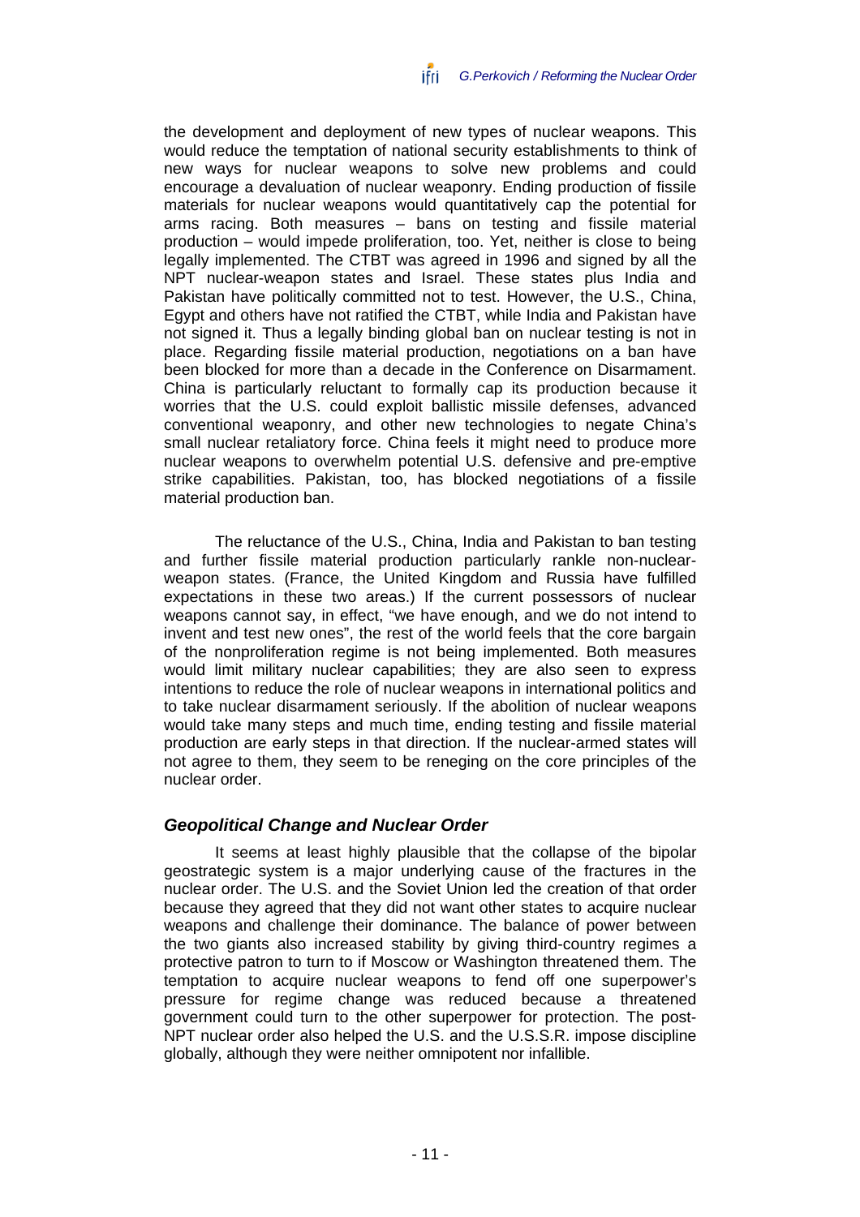the development and deployment of new types of nuclear weapons. This would reduce the temptation of national security establishments to think of new ways for nuclear weapons to solve new problems and could encourage a devaluation of nuclear weaponry. Ending production of fissile materials for nuclear weapons would quantitatively cap the potential for arms racing. Both measures – bans on testing and fissile material production – would impede proliferation, too. Yet, neither is close to being legally implemented. The CTBT was agreed in 1996 and signed by all the NPT nuclear-weapon states and Israel. These states plus India and Pakistan have politically committed not to test. However, the U.S., China, Egypt and others have not ratified the CTBT, while India and Pakistan have not signed it. Thus a legally binding global ban on nuclear testing is not in place. Regarding fissile material production, negotiations on a ban have been blocked for more than a decade in the Conference on Disarmament. China is particularly reluctant to formally cap its production because it worries that the U.S. could exploit ballistic missile defenses, advanced conventional weaponry, and other new technologies to negate China's small nuclear retaliatory force. China feels it might need to produce more nuclear weapons to overwhelm potential U.S. defensive and pre-emptive strike capabilities. Pakistan, too, has blocked negotiations of a fissile material production ban.

The reluctance of the U.S., China, India and Pakistan to ban testing and further fissile material production particularly rankle non-nuclear-weapon states. (France, the United Kingdom and Russia have fulfilled expectations in these two areas.) If the current possessors of nuclear weapons cannot say, in effect, "we have enough, and we do not intend to invent and test new ones", the rest of the world feels that the core bargain of the nonproliferation regime is not being implemented. Both measures would limit military nuclear capabilities; they are also seen to express intentions to reduce the role of nuclear weapons in international politics and to take nuclear disarmament seriously. If the abolition of nuclear weapons would take many steps and much time, ending testing and fissile material production are early steps in that direction. If the nuclear-armed states will not agree to them, they seem to be reneging on the core principles of the nuclear order.

### *Geopolitical Change and Nuclear Order*

It seems at least highly plausible that the collapse of the bipolar geostrategic system is a major underlying cause of the fractures in the nuclear order. The U.S. and the Soviet Union led the creation of that order because they agreed that they did not want other states to acquire nuclear weapons and challenge their dominance. The balance of power between the two giants also increased stability by giving third-country regimes a protective patron to turn to if Moscow or Washington threatened them. The temptation to acquire nuclear weapons to fend off one superpower's pressure for regime change was reduced because a threatened government could turn to the other superpower for protection. The post-NPT nuclear order also helped the U.S. and the U.S.S.R. impose discipline globally, although they were neither omnipotent nor infallible.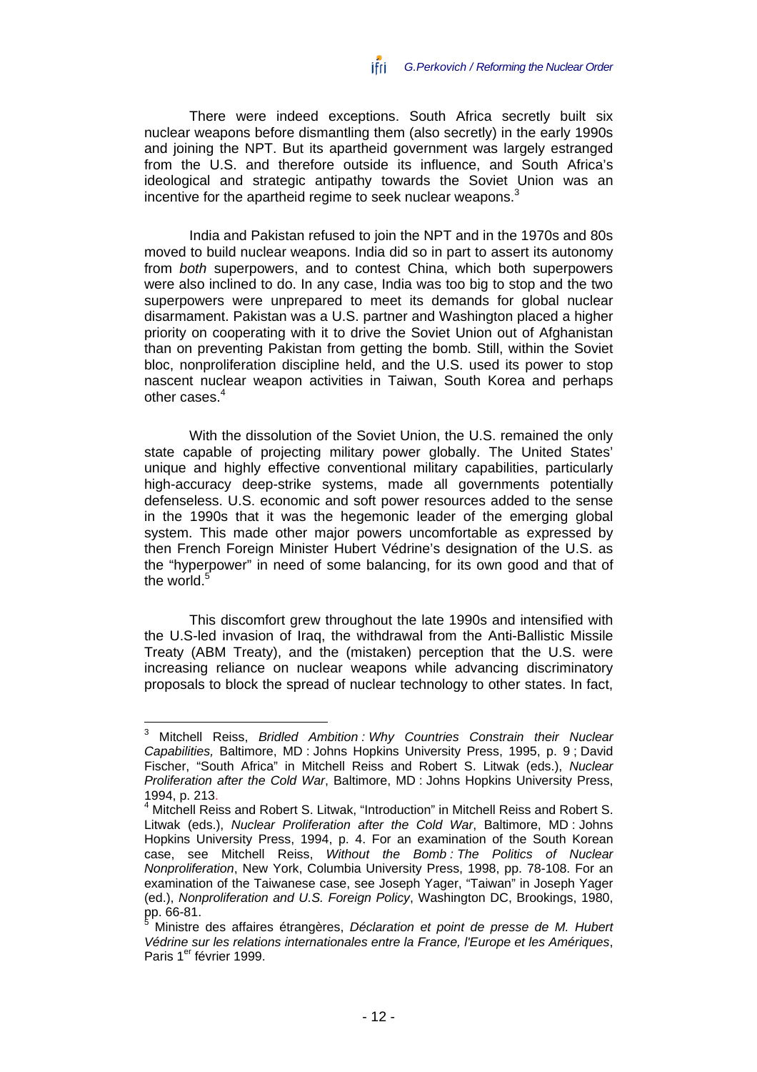There were indeed exceptions. South Africa secretly built six nuclear weapons before dismantling them (also secretly) in the early 1990s and joining the NPT. But its apartheid government was largely estranged from the U.S. and therefore outside its influence, and South Africa's ideological and strategic antipathy towards the Soviet Union was an incentive for the apartheid regime to seek nuclear weapons.[3]

India and Pakistan refused to join the NPT and in the 1970s and 80s moved to build nuclear weapons. India did so in part to assert its autonomy from *both* superpowers, and to contest China, which both superpowers were also inclined to do. In any case, India was too big to stop and the two superpowers were unprepared to meet its demands for global nuclear disarmament. Pakistan was a U.S. partner and Washington placed a higher priority on cooperating with it to drive the Soviet Union out of Afghanistan than on preventing Pakistan from getting the bomb. Still, within the Soviet bloc, nonproliferation discipline held, and the U.S. used its power to stop nascent nuclear weapon activities in Taiwan, South Korea and perhaps other cases.[4]

With the dissolution of the Soviet Union, the U.S. remained the only state capable of projecting military power globally. The United States' unique and highly effective conventional military capabilities, particularly high-accuracy deep-strike systems, made all governments potentially defenseless. U.S. economic and soft power resources added to the sense in the 1990s that it was the hegemonic leader of the emerging global system. This made other major powers uncomfortable as expressed by then French Foreign Minister Hubert Védrine's designation of the U.S. as the "hyperpower" in need of some balancing, for its own good and that of the world.[5]

This discomfort grew throughout the late 1990s and intensified with the U.S-led invasion of Iraq, the withdrawal from the Anti-Ballistic Missile Treaty (ABM Treaty), and the (mistaken) perception that the U.S. were increasing reliance on nuclear weapons while advancing discriminatory proposals to block the spread of nuclear technology to other states. In fact,

---

[3] Mitchell Reiss, *Bridled Ambition : Why Countries Constrain their Nuclear Capabilities,* Baltimore, MD : Johns Hopkins University Press, 1995, p. 9 ; David Fischer, "South Africa" in Mitchell Reiss and Robert S. Litwak (eds.), *Nuclear Proliferation after the Cold War*, Baltimore, MD : Johns Hopkins University Press, 1994, p. 213.

[4] Mitchell Reiss and Robert S. Litwak, "Introduction" in Mitchell Reiss and Robert S. Litwak (eds.), *Nuclear Proliferation after the Cold War*, Baltimore, MD : Johns Hopkins University Press, 1994, p. 4. For an examination of the South Korean case, see Mitchell Reiss, *Without the Bomb : The Politics of Nuclear Nonproliferation*, New York, Columbia University Press, 1998, pp. 78-108. For an examination of the Taiwanese case, see Joseph Yager, "Taiwan" in Joseph Yager (ed.), *Nonproliferation and U.S. Foreign Policy*, Washington DC, Brookings, 1980, pp. 66-81.

[5] Ministre des affaires étrangères, *Déclaration et point de presse de M. Hubert Védrine sur les relations internationales entre la France, l'Europe et les Amériques*, Paris 1er février 1999.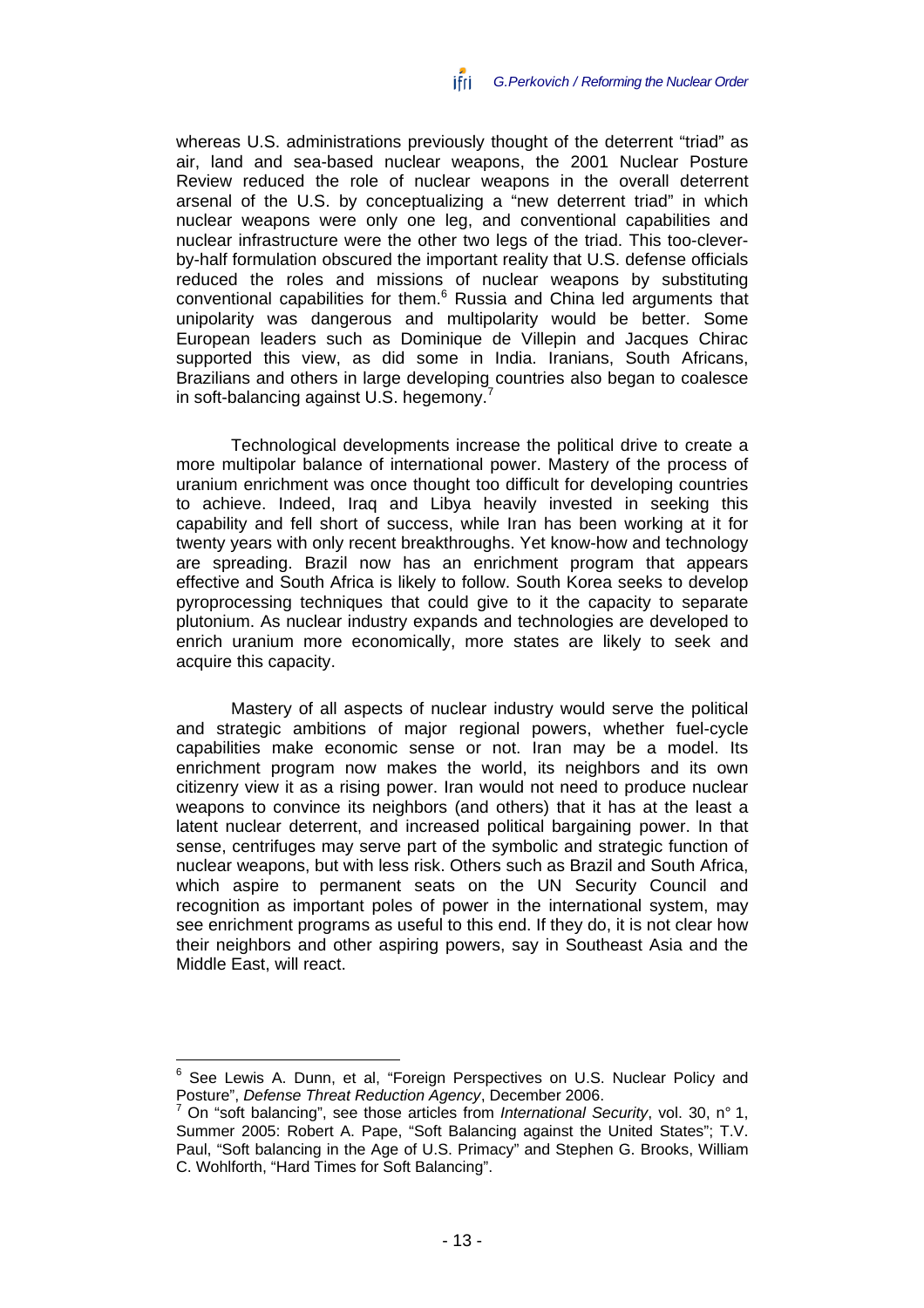whereas U.S. administrations previously thought of the deterrent "triad" as air, land and sea-based nuclear weapons, the 2001 Nuclear Posture Review reduced the role of nuclear weapons in the overall deterrent arsenal of the U.S. by conceptualizing a "new deterrent triad" in which nuclear weapons were only one leg, and conventional capabilities and nuclear infrastructure were the other two legs of the triad. This too-clever-by-half formulation obscured the important reality that U.S. defense officials reduced the roles and missions of nuclear weapons by substituting conventional capabilities for them.[6] Russia and China led arguments that unipolarity was dangerous and multipolarity would be better. Some European leaders such as Dominique de Villepin and Jacques Chirac supported this view, as did some in India. Iranians, South Africans, Brazilians and others in large developing countries also began to coalesce in soft-balancing against U.S. hegemony.[7]

Technological developments increase the political drive to create a more multipolar balance of international power. Mastery of the process of uranium enrichment was once thought too difficult for developing countries to achieve. Indeed, Iraq and Libya heavily invested in seeking this capability and fell short of success, while Iran has been working at it for twenty years with only recent breakthroughs. Yet know-how and technology are spreading. Brazil now has an enrichment program that appears effective and South Africa is likely to follow. South Korea seeks to develop pyroprocessing techniques that could give to it the capacity to separate plutonium. As nuclear industry expands and technologies are developed to enrich uranium more economically, more states are likely to seek and acquire this capacity.

Mastery of all aspects of nuclear industry would serve the political and strategic ambitions of major regional powers, whether fuel-cycle capabilities make economic sense or not. Iran may be a model. Its enrichment program now makes the world, its neighbors and its own citizenry view it as a rising power. Iran would not need to produce nuclear weapons to convince its neighbors (and others) that it has at the least a latent nuclear deterrent, and increased political bargaining power. In that sense, centrifuges may serve part of the symbolic and strategic function of nuclear weapons, but with less risk. Others such as Brazil and South Africa, which aspire to permanent seats on the UN Security Council and recognition as important poles of power in the international system, may see enrichment programs as useful to this end. If they do, it is not clear how their neighbors and other aspiring powers, say in Southeast Asia and the Middle East, will react.

---

[6] See Lewis A. Dunn, et al, "Foreign Perspectives on U.S. Nuclear Policy and Posture", *Defense Threat Reduction Agency*, December 2006.

[7] On "soft balancing", see those articles from *International Security*, vol. 30, n° 1, Summer 2005: Robert A. Pape, "Soft Balancing against the United States"; T.V. Paul, "Soft balancing in the Age of U.S. Primacy" and Stephen G. Brooks, William C. Wohlforth, "Hard Times for Soft Balancing".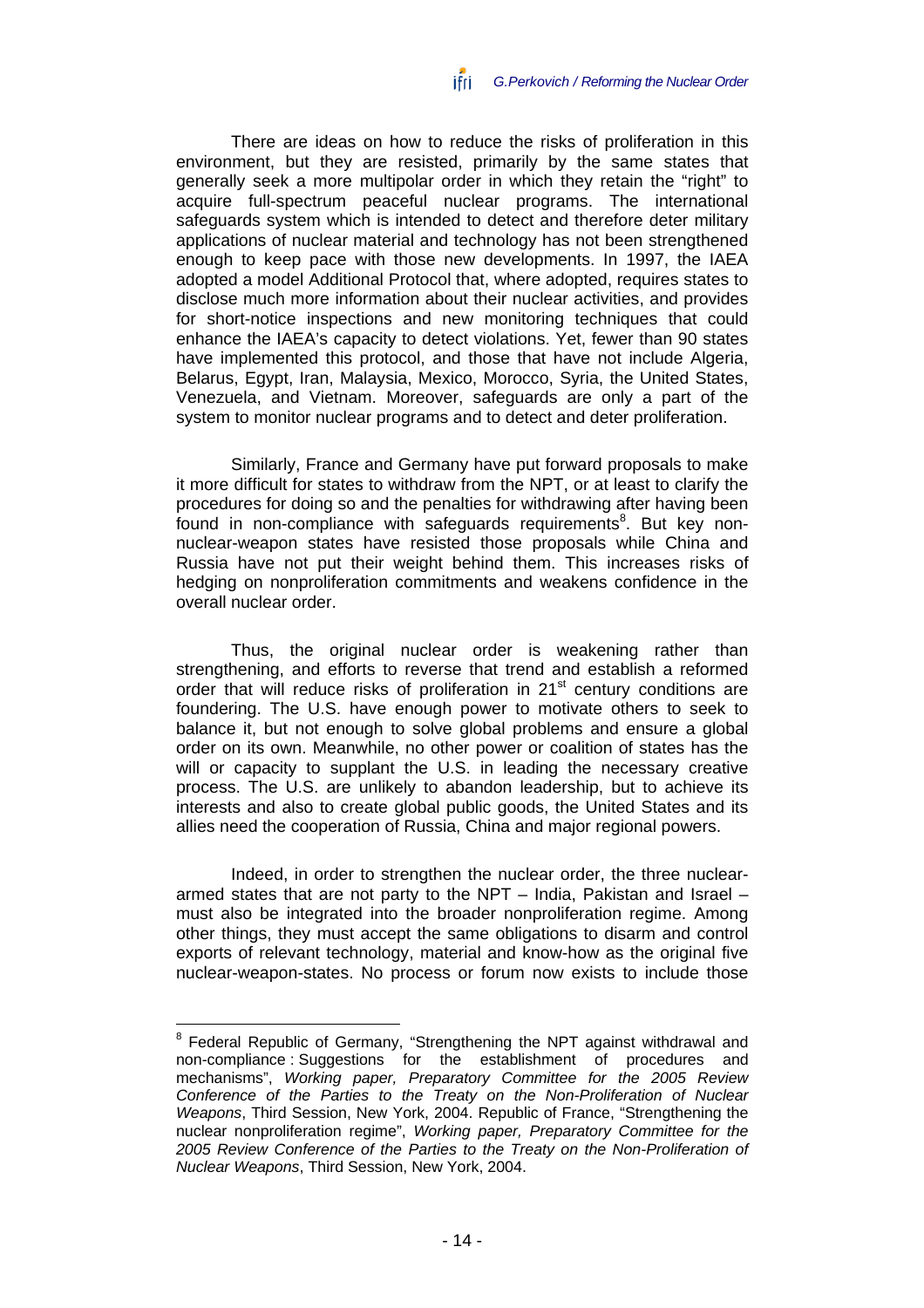There are ideas on how to reduce the risks of proliferation in this environment, but they are resisted, primarily by the same states that generally seek a more multipolar order in which they retain the "right" to acquire full-spectrum peaceful nuclear programs. The international safeguards system which is intended to detect and therefore deter military applications of nuclear material and technology has not been strengthened enough to keep pace with those new developments. In 1997, the IAEA adopted a model Additional Protocol that, where adopted, requires states to disclose much more information about their nuclear activities, and provides for short-notice inspections and new monitoring techniques that could enhance the IAEA's capacity to detect violations. Yet, fewer than 90 states have implemented this protocol, and those that have not include Algeria, Belarus, Egypt, Iran, Malaysia, Mexico, Morocco, Syria, the United States, Venezuela, and Vietnam. Moreover, safeguards are only a part of the system to monitor nuclear programs and to detect and deter proliferation.

Similarly, France and Germany have put forward proposals to make it more difficult for states to withdraw from the NPT, or at least to clarify the procedures for doing so and the penalties for withdrawing after having been found in non-compliance with safeguards requirements[8]. But key non-nuclear-weapon states have resisted those proposals while China and Russia have not put their weight behind them. This increases risks of hedging on nonproliferation commitments and weakens confidence in the overall nuclear order.

Thus, the original nuclear order is weakening rather than strengthening, and efforts to reverse that trend and establish a reformed order that will reduce risks of proliferation in 21st century conditions are foundering. The U.S. have enough power to motivate others to seek to balance it, but not enough to solve global problems and ensure a global order on its own. Meanwhile, no other power or coalition of states has the will or capacity to supplant the U.S. in leading the necessary creative process. The U.S. are unlikely to abandon leadership, but to achieve its interests and also to create global public goods, the United States and its allies need the cooperation of Russia, China and major regional powers.

Indeed, in order to strengthen the nuclear order, the three nuclear-armed states that are not party to the NPT – India, Pakistan and Israel – must also be integrated into the broader nonproliferation regime. Among other things, they must accept the same obligations to disarm and control exports of relevant technology, material and know-how as the original five nuclear-weapon-states. No process or forum now exists to include those

---

[8] Federal Republic of Germany, "Strengthening the NPT against withdrawal and non-compliance : Suggestions for the establishment of procedures and mechanisms", *Working paper, Preparatory Committee for the 2005 Review Conference of the Parties to the Treaty on the Non-Proliferation of Nuclear Weapons*, Third Session, New York, 2004. Republic of France, "Strengthening the nuclear nonproliferation regime", *Working paper, Preparatory Committee for the 2005 Review Conference of the Parties to the Treaty on the Non-Proliferation of Nuclear Weapons*, Third Session, New York, 2004.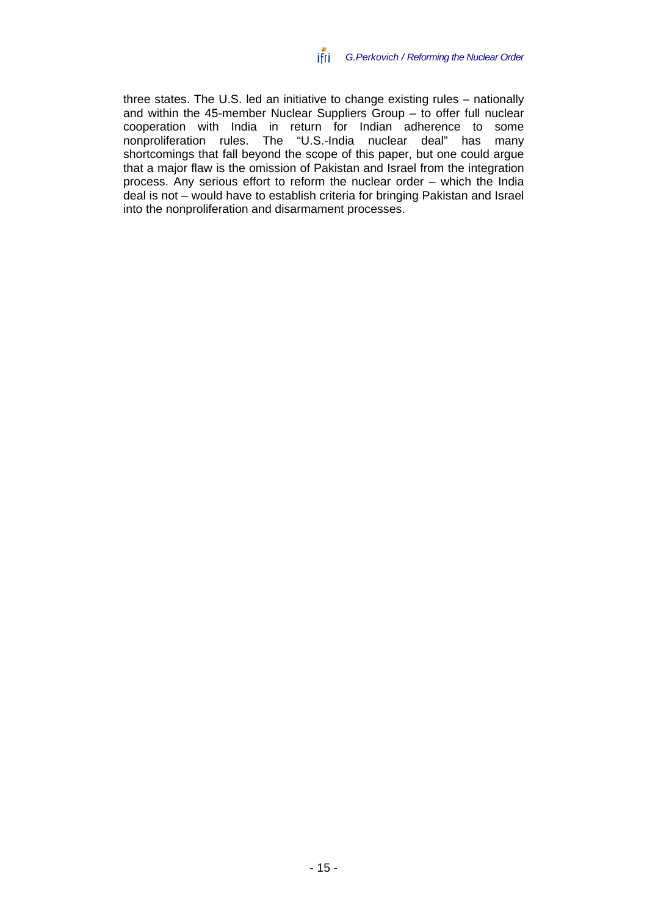three states. The U.S. led an initiative to change existing rules – nationally and within the 45-member Nuclear Suppliers Group – to offer full nuclear cooperation with India in return for Indian adherence to some nonproliferation rules. The "U.S.-India nuclear deal" has many shortcomings that fall beyond the scope of this paper, but one could argue that a major flaw is the omission of Pakistan and Israel from the integration process. Any serious effort to reform the nuclear order – which the India deal is not – would have to establish criteria for bringing Pakistan and Israel into the nonproliferation and disarmament processes.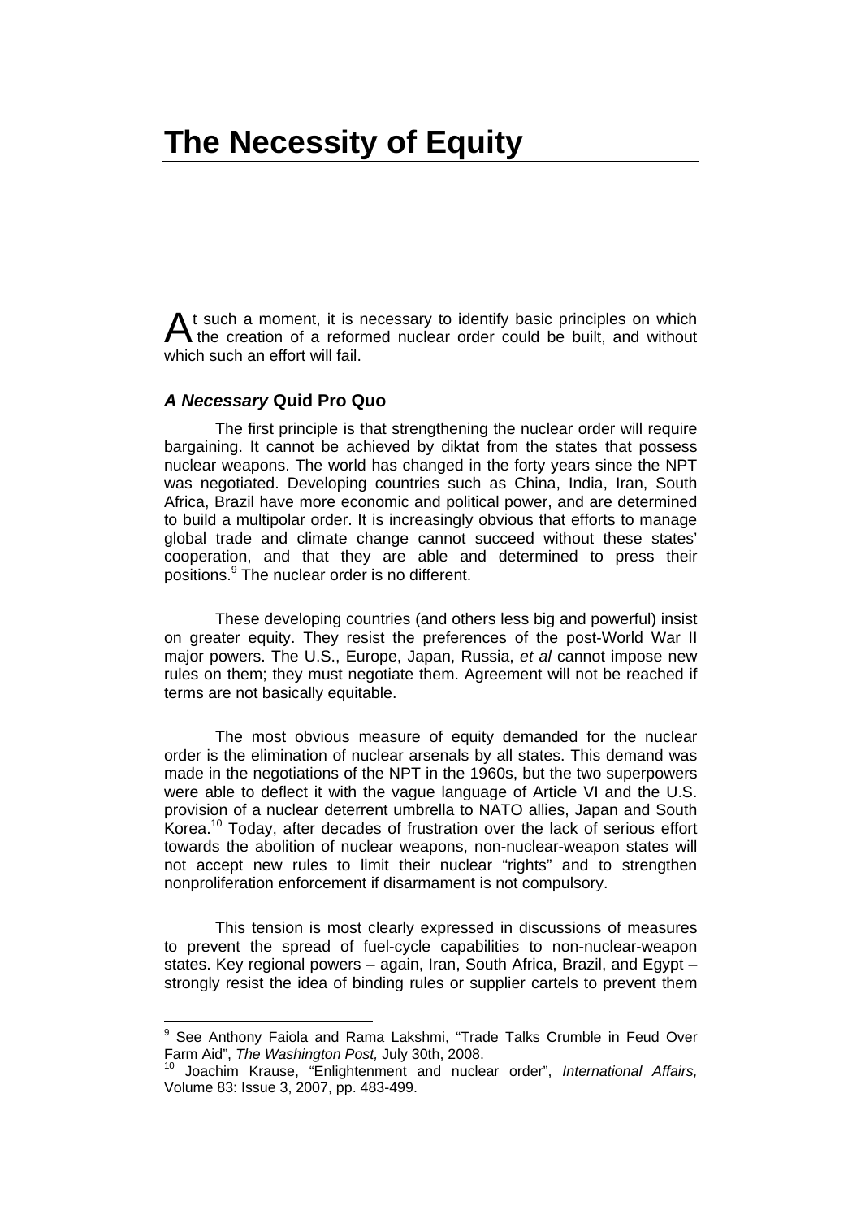# The Necessity of Equity

At such a moment, it is necessary to identify basic principles on which the creation of a reformed nuclear order could be built, and without which such an effort will fail.

### *A Necessary* Quid Pro Quo

The first principle is that strengthening the nuclear order will require bargaining. It cannot be achieved by diktat from the states that possess nuclear weapons. The world has changed in the forty years since the NPT was negotiated. Developing countries such as China, India, Iran, South Africa, Brazil have more economic and political power, and are determined to build a multipolar order. It is increasingly obvious that efforts to manage global trade and climate change cannot succeed without these states' cooperation, and that they are able and determined to press their positions.[9] The nuclear order is no different.

These developing countries (and others less big and powerful) insist on greater equity. They resist the preferences of the post-World War II major powers. The U.S., Europe, Japan, Russia, *et al* cannot impose new rules on them; they must negotiate them. Agreement will not be reached if terms are not basically equitable.

The most obvious measure of equity demanded for the nuclear order is the elimination of nuclear arsenals by all states. This demand was made in the negotiations of the NPT in the 1960s, but the two superpowers were able to deflect it with the vague language of Article VI and the U.S. provision of a nuclear deterrent umbrella to NATO allies, Japan and South Korea.[10] Today, after decades of frustration over the lack of serious effort towards the abolition of nuclear weapons, non-nuclear-weapon states will not accept new rules to limit their nuclear "rights" and to strengthen nonproliferation enforcement if disarmament is not compulsory.

This tension is most clearly expressed in discussions of measures to prevent the spread of fuel-cycle capabilities to non-nuclear-weapon states. Key regional powers – again, Iran, South Africa, Brazil, and Egypt – strongly resist the idea of binding rules or supplier cartels to prevent them

---

[9] See Anthony Faiola and Rama Lakshmi, "Trade Talks Crumble in Feud Over Farm Aid", *The Washington Post,* July 30th, 2008.

[10] Joachim Krause, "Enlightenment and nuclear order", *International Affairs,* Volume 83: Issue 3, 2007, pp. 483-499.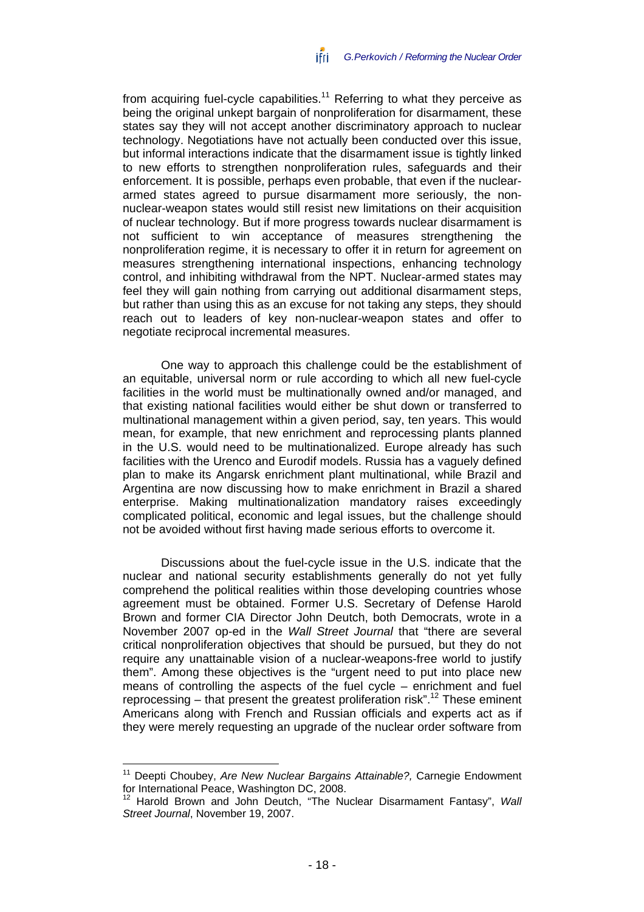from acquiring fuel-cycle capabilities.[11] Referring to what they perceive as being the original unkept bargain of nonproliferation for disarmament, these states say they will not accept another discriminatory approach to nuclear technology. Negotiations have not actually been conducted over this issue, but informal interactions indicate that the disarmament issue is tightly linked to new efforts to strengthen nonproliferation rules, safeguards and their enforcement. It is possible, perhaps even probable, that even if the nuclear-armed states agreed to pursue disarmament more seriously, the non-nuclear-weapon states would still resist new limitations on their acquisition of nuclear technology. But if more progress towards nuclear disarmament is not sufficient to win acceptance of measures strengthening the nonproliferation regime, it is necessary to offer it in return for agreement on measures strengthening international inspections, enhancing technology control, and inhibiting withdrawal from the NPT. Nuclear-armed states may feel they will gain nothing from carrying out additional disarmament steps, but rather than using this as an excuse for not taking any steps, they should reach out to leaders of key non-nuclear-weapon states and offer to negotiate reciprocal incremental measures.

One way to approach this challenge could be the establishment of an equitable, universal norm or rule according to which all new fuel-cycle facilities in the world must be multinationally owned and/or managed, and that existing national facilities would either be shut down or transferred to multinational management within a given period, say, ten years. This would mean, for example, that new enrichment and reprocessing plants planned in the U.S. would need to be multinationalized. Europe already has such facilities with the Urenco and Eurodif models. Russia has a vaguely defined plan to make its Angarsk enrichment plant multinational, while Brazil and Argentina are now discussing how to make enrichment in Brazil a shared enterprise. Making multinationalization mandatory raises exceedingly complicated political, economic and legal issues, but the challenge should not be avoided without first having made serious efforts to overcome it.

Discussions about the fuel-cycle issue in the U.S. indicate that the nuclear and national security establishments generally do not yet fully comprehend the political realities within those developing countries whose agreement must be obtained. Former U.S. Secretary of Defense Harold Brown and former CIA Director John Deutch, both Democrats, wrote in a November 2007 op-ed in the *Wall Street Journal* that "there are several critical nonproliferation objectives that should be pursued, but they do not require any unattainable vision of a nuclear-weapons-free world to justify them". Among these objectives is the "urgent need to put into place new means of controlling the aspects of the fuel cycle – enrichment and fuel reprocessing – that present the greatest proliferation risk".[12] These eminent Americans along with French and Russian officials and experts act as if they were merely requesting an upgrade of the nuclear order software from

---

[11] Deepti Choubey, *Are New Nuclear Bargains Attainable?,* Carnegie Endowment for International Peace, Washington DC, 2008.

[12] Harold Brown and John Deutch, "The Nuclear Disarmament Fantasy", *Wall Street Journal*, November 19, 2007.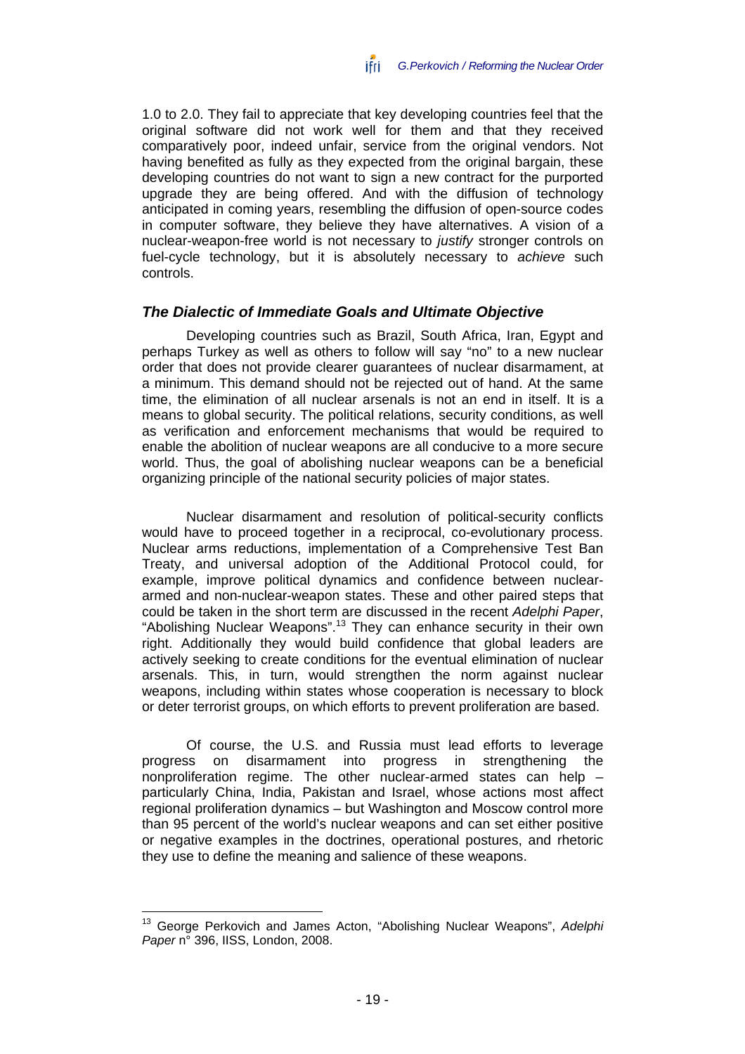1.0 to 2.0. They fail to appreciate that key developing countries feel that the original software did not work well for them and that they received comparatively poor, indeed unfair, service from the original vendors. Not having benefited as fully as they expected from the original bargain, these developing countries do not want to sign a new contract for the purported upgrade they are being offered. And with the diffusion of technology anticipated in coming years, resembling the diffusion of open-source codes in computer software, they believe they have alternatives. A vision of a nuclear-weapon-free world is not necessary to *justify* stronger controls on fuel-cycle technology, but it is absolutely necessary to *achieve* such controls.

### *The Dialectic of Immediate Goals and Ultimate Objective*

Developing countries such as Brazil, South Africa, Iran, Egypt and perhaps Turkey as well as others to follow will say "no" to a new nuclear order that does not provide clearer guarantees of nuclear disarmament, at a minimum. This demand should not be rejected out of hand. At the same time, the elimination of all nuclear arsenals is not an end in itself. It is a means to global security. The political relations, security conditions, as well as verification and enforcement mechanisms that would be required to enable the abolition of nuclear weapons are all conducive to a more secure world. Thus, the goal of abolishing nuclear weapons can be a beneficial organizing principle of the national security policies of major states.

Nuclear disarmament and resolution of political-security conflicts would have to proceed together in a reciprocal, co-evolutionary process. Nuclear arms reductions, implementation of a Comprehensive Test Ban Treaty, and universal adoption of the Additional Protocol could, for example, improve political dynamics and confidence between nuclear-armed and non-nuclear-weapon states. These and other paired steps that could be taken in the short term are discussed in the recent *Adelphi Paper*, "Abolishing Nuclear Weapons".[13] They can enhance security in their own right. Additionally they would build confidence that global leaders are actively seeking to create conditions for the eventual elimination of nuclear arsenals. This, in turn, would strengthen the norm against nuclear weapons, including within states whose cooperation is necessary to block or deter terrorist groups, on which efforts to prevent proliferation are based.

Of course, the U.S. and Russia must lead efforts to leverage progress on disarmament into progress in strengthening the nonproliferation regime. The other nuclear-armed states can help – particularly China, India, Pakistan and Israel, whose actions most affect regional proliferation dynamics – but Washington and Moscow control more than 95 percent of the world's nuclear weapons and can set either positive or negative examples in the doctrines, operational postures, and rhetoric they use to define the meaning and salience of these weapons.

---

[13] George Perkovich and James Acton, "Abolishing Nuclear Weapons", *Adelphi Paper* n° 396, IISS, London, 2008.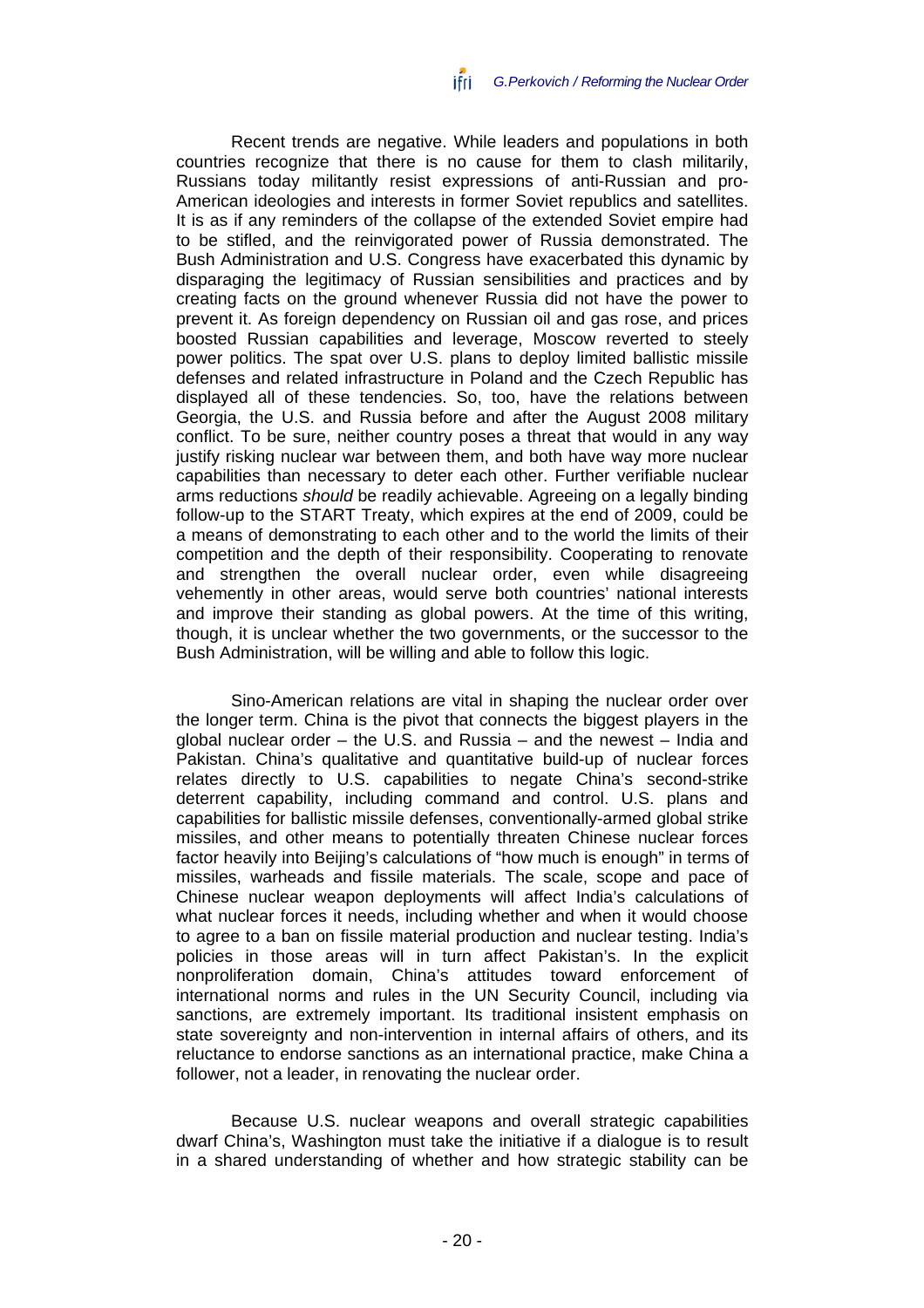Recent trends are negative. While leaders and populations in both countries recognize that there is no cause for them to clash militarily, Russians today militantly resist expressions of anti-Russian and pro-American ideologies and interests in former Soviet republics and satellites. It is as if any reminders of the collapse of the extended Soviet empire had to be stifled, and the reinvigorated power of Russia demonstrated. The Bush Administration and U.S. Congress have exacerbated this dynamic by disparaging the legitimacy of Russian sensibilities and practices and by creating facts on the ground whenever Russia did not have the power to prevent it. As foreign dependency on Russian oil and gas rose, and prices boosted Russian capabilities and leverage, Moscow reverted to steely power politics. The spat over U.S. plans to deploy limited ballistic missile defenses and related infrastructure in Poland and the Czech Republic has displayed all of these tendencies. So, too, have the relations between Georgia, the U.S. and Russia before and after the August 2008 military conflict. To be sure, neither country poses a threat that would in any way justify risking nuclear war between them, and both have way more nuclear capabilities than necessary to deter each other. Further verifiable nuclear arms reductions *should* be readily achievable. Agreeing on a legally binding follow-up to the START Treaty, which expires at the end of 2009, could be a means of demonstrating to each other and to the world the limits of their competition and the depth of their responsibility. Cooperating to renovate and strengthen the overall nuclear order, even while disagreeing vehemently in other areas, would serve both countries' national interests and improve their standing as global powers. At the time of this writing, though, it is unclear whether the two governments, or the successor to the Bush Administration, will be willing and able to follow this logic.

Sino-American relations are vital in shaping the nuclear order over the longer term. China is the pivot that connects the biggest players in the global nuclear order – the U.S. and Russia – and the newest – India and Pakistan. China's qualitative and quantitative build-up of nuclear forces relates directly to U.S. capabilities to negate China's second-strike deterrent capability, including command and control. U.S. plans and capabilities for ballistic missile defenses, conventionally-armed global strike missiles, and other means to potentially threaten Chinese nuclear forces factor heavily into Beijing's calculations of "how much is enough" in terms of missiles, warheads and fissile materials. The scale, scope and pace of Chinese nuclear weapon deployments will affect India's calculations of what nuclear forces it needs, including whether and when it would choose to agree to a ban on fissile material production and nuclear testing. India's policies in those areas will in turn affect Pakistan's. In the explicit nonproliferation domain, China's attitudes toward enforcement of international norms and rules in the UN Security Council, including via sanctions, are extremely important. Its traditional insistent emphasis on state sovereignty and non-intervention in internal affairs of others, and its reluctance to endorse sanctions as an international practice, make China a follower, not a leader, in renovating the nuclear order.

Because U.S. nuclear weapons and overall strategic capabilities dwarf China's, Washington must take the initiative if a dialogue is to result in a shared understanding of whether and how strategic stability can be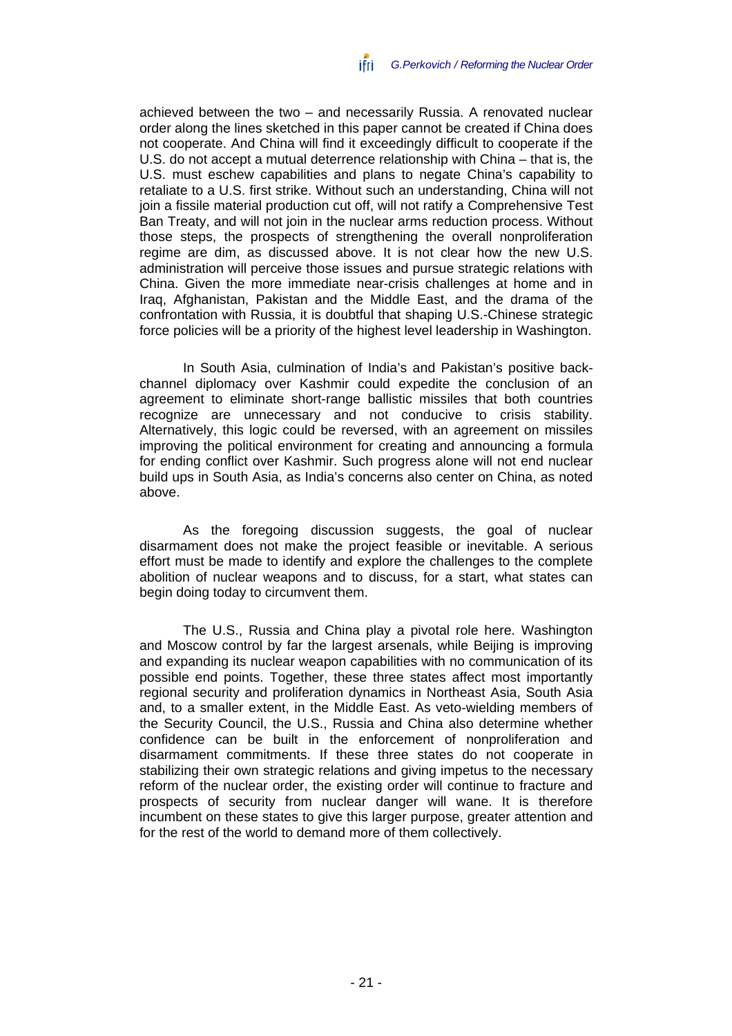achieved between the two – and necessarily Russia. A renovated nuclear order along the lines sketched in this paper cannot be created if China does not cooperate. And China will find it exceedingly difficult to cooperate if the U.S. do not accept a mutual deterrence relationship with China – that is, the U.S. must eschew capabilities and plans to negate China's capability to retaliate to a U.S. first strike. Without such an understanding, China will not join a fissile material production cut off, will not ratify a Comprehensive Test Ban Treaty, and will not join in the nuclear arms reduction process. Without those steps, the prospects of strengthening the overall nonproliferation regime are dim, as discussed above. It is not clear how the new U.S. administration will perceive those issues and pursue strategic relations with China. Given the more immediate near-crisis challenges at home and in Iraq, Afghanistan, Pakistan and the Middle East, and the drama of the confrontation with Russia, it is doubtful that shaping U.S.-Chinese strategic force policies will be a priority of the highest level leadership in Washington.

In South Asia, culmination of India's and Pakistan's positive back-channel diplomacy over Kashmir could expedite the conclusion of an agreement to eliminate short-range ballistic missiles that both countries recognize are unnecessary and not conducive to crisis stability. Alternatively, this logic could be reversed, with an agreement on missiles improving the political environment for creating and announcing a formula for ending conflict over Kashmir. Such progress alone will not end nuclear build ups in South Asia, as India's concerns also center on China, as noted above.

As the foregoing discussion suggests, the goal of nuclear disarmament does not make the project feasible or inevitable. A serious effort must be made to identify and explore the challenges to the complete abolition of nuclear weapons and to discuss, for a start, what states can begin doing today to circumvent them.

The U.S., Russia and China play a pivotal role here. Washington and Moscow control by far the largest arsenals, while Beijing is improving and expanding its nuclear weapon capabilities with no communication of its possible end points. Together, these three states affect most importantly regional security and proliferation dynamics in Northeast Asia, South Asia and, to a smaller extent, in the Middle East. As veto-wielding members of the Security Council, the U.S., Russia and China also determine whether confidence can be built in the enforcement of nonproliferation and disarmament commitments. If these three states do not cooperate in stabilizing their own strategic relations and giving impetus to the necessary reform of the nuclear order, the existing order will continue to fracture and prospects of security from nuclear danger will wane. It is therefore incumbent on these states to give this larger purpose, greater attention and for the rest of the world to demand more of them collectively.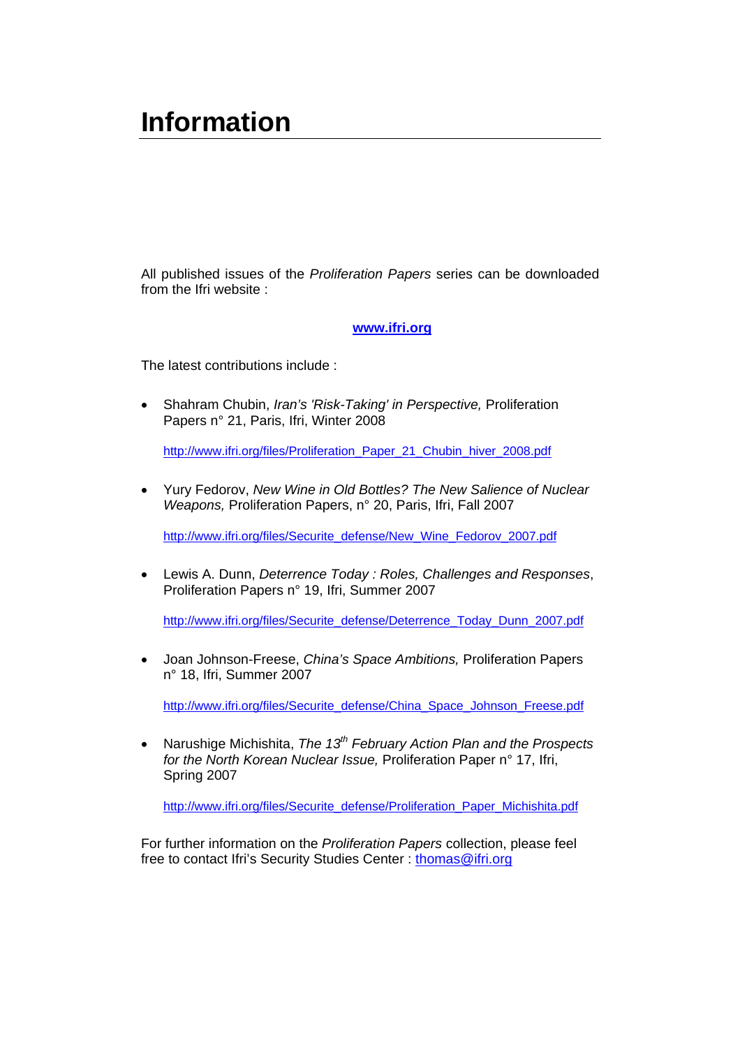# Information

All published issues of the *Proliferation Papers* series can be downloaded from the Ifri website :

**www.ifri.org**

The latest contributions include :

- Shahram Chubin, *Iran's 'Risk-Taking' in Perspective,* Proliferation Papers n° 21, Paris, Ifri, Winter 2008

  http://www.ifri.org/files/Proliferation_Paper_21_Chubin_hiver_2008.pdf

- Yury Fedorov, *New Wine in Old Bottles? The New Salience of Nuclear Weapons,* Proliferation Papers, n° 20, Paris, Ifri, Fall 2007

  http://www.ifri.org/files/Securite_defense/New_Wine_Fedorov_2007.pdf

- Lewis A. Dunn, *Deterrence Today : Roles, Challenges and Responses*, Proliferation Papers n° 19, Ifri, Summer 2007

  http://www.ifri.org/files/Securite_defense/Deterrence_Today_Dunn_2007.pdf

- Joan Johnson-Freese, *China's Space Ambitions,* Proliferation Papers n° 18, Ifri, Summer 2007

  http://www.ifri.org/files/Securite_defense/China_Space_Johnson_Freese.pdf

- Narushige Michishita, *The 13th February Action Plan and the Prospects for the North Korean Nuclear Issue,* Proliferation Paper n° 17, Ifri, Spring 2007

  http://www.ifri.org/files/Securite_defense/Proliferation_Paper_Michishita.pdf

For further information on the *Proliferation Papers* collection, please feel free to contact Ifri's Security Studies Center : thomas@ifri.org